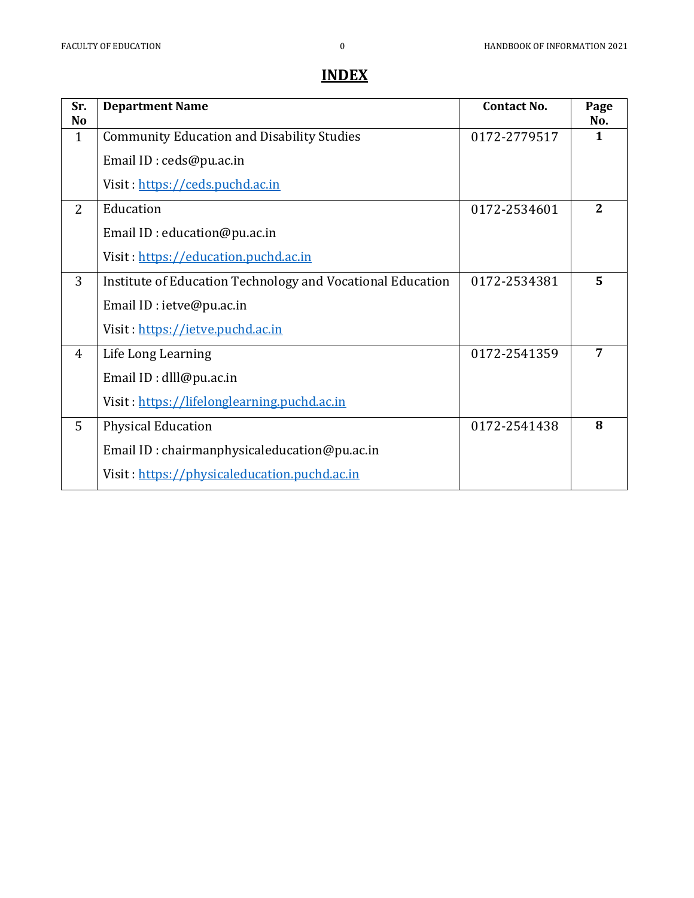# INDEX

| Sr. No | Department Name | Contact No. | Page No. |
|---|---|---|---|
| 1 | Community Education and Disability Studies<br>Email ID : ceds@pu.ac.in<br>Visit : https://ceds.puchd.ac.in | 0172-2779517 | **1** |
| 2 | Education<br>Email ID : education@pu.ac.in<br>Visit : https://education.puchd.ac.in | 0172-2534601 | **2** |
| 3 | Institute of Education Technology and Vocational Education<br>Email ID : ietve@pu.ac.in<br>Visit : https://ietve.puchd.ac.in | 0172-2534381 | **5** |
| 4 | Life Long Learning<br>Email ID : dlll@pu.ac.in<br>Visit : https://lifelonglearning.puchd.ac.in | 0172-2541359 | **7** |
| 5 | Physical Education<br>Email ID : chairmanphysicaleducation@pu.ac.in<br>Visit : https://physicaleducation.puchd.ac.in | 0172-2541438 | **8** |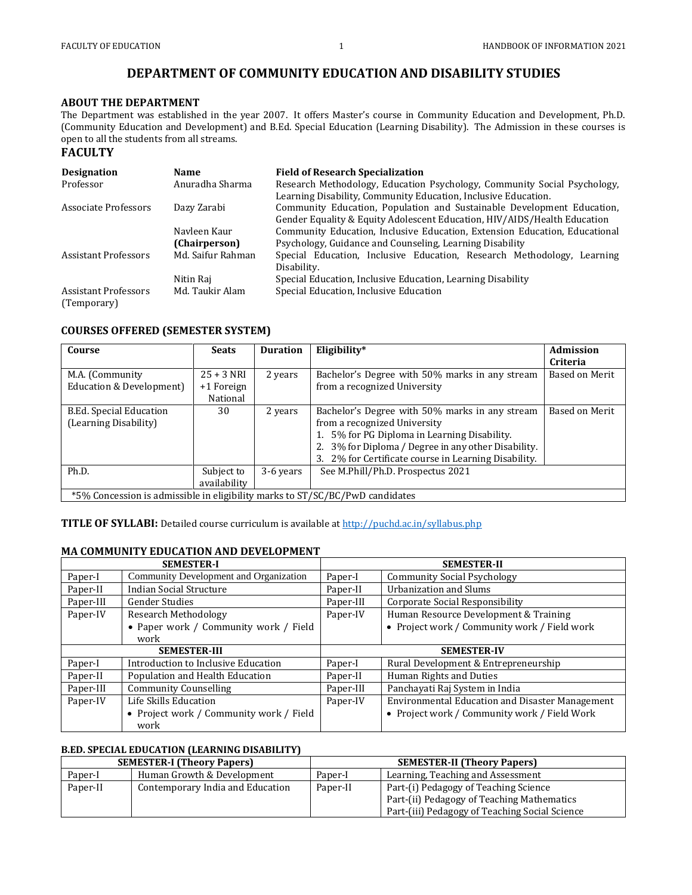# DEPARTMENT OF COMMUNITY EDUCATION AND DISABILITY STUDIES

## ABOUT THE DEPARTMENT

The Department was established in the year 2007. It offers Master's course in Community Education and Development, Ph.D. (Community Education and Development) and B.Ed. Special Education (Learning Disability). The Admission in these courses is open to all the students from all streams.

## FACULTY

| Designation | Name | Field of Research Specialization |
|---|---|---|
| Professor | Anuradha Sharma | Research Methodology, Education Psychology, Community Social Psychology, Learning Disability, Community Education, Inclusive Education. |
| Associate Professors | Dazy Zarabi | Community Education, Population and Sustainable Development Education, Gender Equality & Equity Adolescent Education, HIV/AIDS/Health Education |
| | Navleen Kaur **(Chairperson)** | Community Education, Inclusive Education, Extension Education, Educational Psychology, Guidance and Counseling, Learning Disability |
| Assistant Professors | Md. Saifur Rahman | Special Education, Inclusive Education, Research Methodology, Learning Disability. |
| | Nitin Raj | Special Education, Inclusive Education, Learning Disability |
| Assistant Professors (Temporary) | Md. Taukir Alam | Special Education, Inclusive Education |

## COURSES OFFERED (SEMESTER SYSTEM)

| Course | Seats | Duration | Eligibility* | Admission Criteria |
|---|---|---|---|---|
| M.A. (Community Education & Development) | 25 + 3 NRI +1 Foreign National | 2 years | Bachelor's Degree with 50% marks in any stream from a recognized University | Based on Merit |
| B.Ed. Special Education (Learning Disability) | 30 | 2 years | Bachelor's Degree with 50% marks in any stream from a recognized University<br>1. 5% for PG Diploma in Learning Disability.<br>2. 3% for Diploma / Degree in any other Disability.<br>3. 2% for Certificate course in Learning Disability. | Based on Merit |
| Ph.D. | Subject to availability | 3-6 years | See M.Phill/Ph.D. Prospectus 2021 | |
| *5% Concession is admissible in eligibility marks to ST/SC/BC/PwD candidates | | | | |

**TITLE OF SYLLABI:** Detailed course curriculum is available at http://puchd.ac.in/syllabus.php

### MA COMMUNITY EDUCATION AND DEVELOPMENT

| SEMESTER-I | | SEMESTER-II | |
|---|---|---|---|
| Paper-I | Community Development and Organization | Paper-I | Community Social Psychology |
| Paper-II | Indian Social Structure | Paper-II | Urbanization and Slums |
| Paper-III | Gender Studies | Paper-III | Corporate Social Responsibility |
| Paper-IV | Research Methodology<br>• Paper work / Community work / Field work | Paper-IV | Human Resource Development & Training<br>• Project work / Community work / Field work |
| **SEMESTER-III** | | **SEMESTER-IV** | |
| Paper-I | Introduction to Inclusive Education | Paper-I | Rural Development & Entrepreneurship |
| Paper-II | Population and Health Education | Paper-II | Human Rights and Duties |
| Paper-III | Community Counselling | Paper-III | Panchayati Raj System in India |
| Paper-IV | Life Skills Education<br>• Project work / Community work / Field work | Paper-IV | Environmental Education and Disaster Management<br>• Project work / Community work / Field Work |

### B.ED. SPECIAL EDUCATION (LEARNING DISABILITY)

| SEMESTER-I (Theory Papers) | | SEMESTER-II (Theory Papers) | |
|---|---|---|---|
| Paper-I | Human Growth & Development | Paper-I | Learning, Teaching and Assessment |
| Paper-II | Contemporary India and Education | Paper-II | Part-(i) Pedagogy of Teaching Science<br>Part-(ii) Pedagogy of Teaching Mathematics<br>Part-(iii) Pedagogy of Teaching Social Science |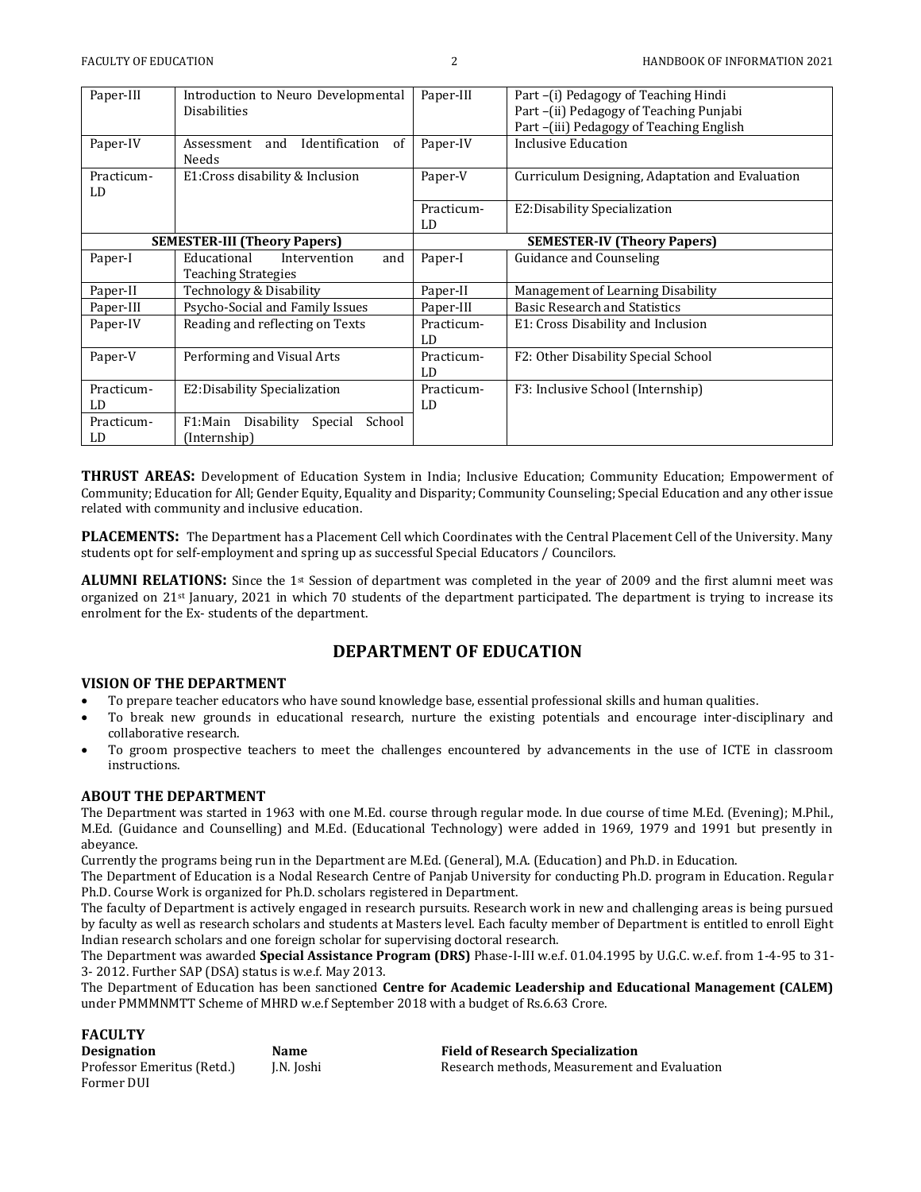| Paper-III | Introduction to Neuro Developmental Disabilities | Paper-III | Part –(i) Pedagogy of Teaching Hindi<br>Part –(ii) Pedagogy of Teaching Punjabi<br>Part –(iii) Pedagogy of Teaching English |
|---|---|---|---|
| Paper-IV | Assessment and Identification of Needs | Paper-IV | Inclusive Education |
| Practicum-LD | E1:Cross disability & Inclusion | Paper-V | Curriculum Designing, Adaptation and Evaluation |
| | | Practicum-LD | E2:Disability Specialization |
| **SEMESTER-III (Theory Papers)** | | **SEMESTER-IV (Theory Papers)** | |
| Paper-I | Educational Intervention and Teaching Strategies | Paper-I | Guidance and Counseling |
| Paper-II | Technology & Disability | Paper-II | Management of Learning Disability |
| Paper-III | Psycho-Social and Family Issues | Paper-III | Basic Research and Statistics |
| Paper-IV | Reading and reflecting on Texts | Practicum-LD | E1: Cross Disability and Inclusion |
| Paper-V | Performing and Visual Arts | Practicum-LD | F2: Other Disability Special School |
| Practicum-LD | E2:Disability Specialization | Practicum-LD | F3: Inclusive School (Internship) |
| Practicum-LD | F1:Main Disability Special School (Internship) | | |

**THRUST AREAS:** Development of Education System in India; Inclusive Education; Community Education; Empowerment of Community; Education for All; Gender Equity, Equality and Disparity; Community Counseling; Special Education and any other issue related with community and inclusive education.

**PLACEMENTS:** The Department has a Placement Cell which Coordinates with the Central Placement Cell of the University. Many students opt for self-employment and spring up as successful Special Educators / Councilors.

**ALUMNI RELATIONS:** Since the 1st Session of department was completed in the year of 2009 and the first alumni meet was organized on 21st January, 2021 in which 70 students of the department participated. The department is trying to increase its enrolment for the Ex- students of the department.

## DEPARTMENT OF EDUCATION

### VISION OF THE DEPARTMENT

- To prepare teacher educators who have sound knowledge base, essential professional skills and human qualities.
- To break new grounds in educational research, nurture the existing potentials and encourage inter-disciplinary and collaborative research.
- To groom prospective teachers to meet the challenges encountered by advancements in the use of ICTE in classroom instructions.

### ABOUT THE DEPARTMENT

The Department was started in 1963 with one M.Ed. course through regular mode. In due course of time M.Ed. (Evening); M.Phil., M.Ed. (Guidance and Counselling) and M.Ed. (Educational Technology) were added in 1969, 1979 and 1991 but presently in abeyance.

Currently the programs being run in the Department are M.Ed. (General), M.A. (Education) and Ph.D. in Education.

The Department of Education is a Nodal Research Centre of Panjab University for conducting Ph.D. program in Education. Regular Ph.D. Course Work is organized for Ph.D. scholars registered in Department.

The faculty of Department is actively engaged in research pursuits. Research work in new and challenging areas is being pursued by faculty as well as research scholars and students at Masters level. Each faculty member of Department is entitled to enroll Eight Indian research scholars and one foreign scholar for supervising doctoral research.

The Department was awarded **Special Assistance Program (DRS)** Phase-I-III w.e.f. 01.04.1995 by U.G.C. w.e.f. from 1-4-95 to 31-3- 2012. Further SAP (DSA) status is w.e.f. May 2013.

The Department of Education has been sanctioned **Centre for Academic Leadership and Educational Management (CALEM)** under PMMMNMTT Scheme of MHRD w.e.f September 2018 with a budget of Rs.6.63 Crore.

### FACULTY

| **Designation** | **Name** | **Field of Research Specialization** |
|---|---|---|
| Professor Emeritus (Retd.) Former DUI | J.N. Joshi | Research methods, Measurement and Evaluation |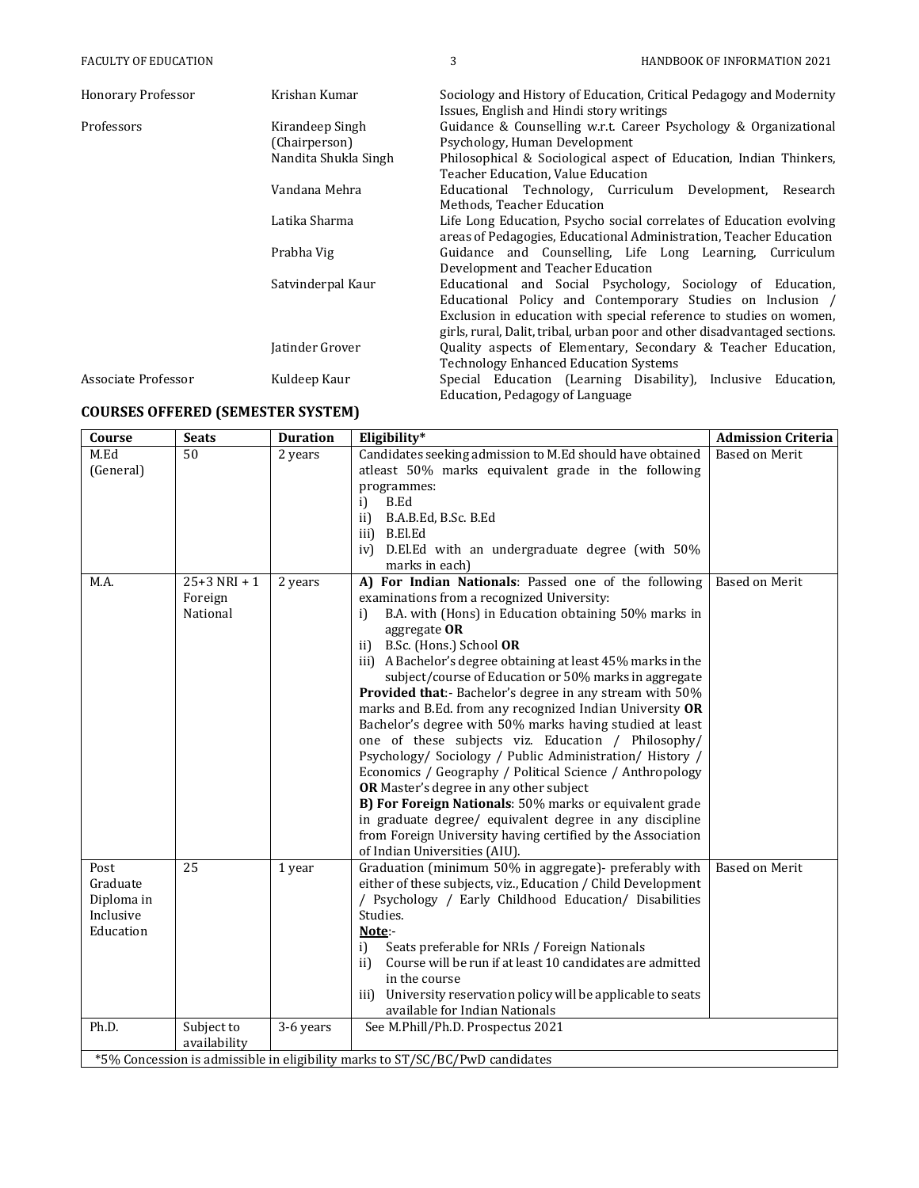| | | |
|---|---|---|
| Honorary Professor | Krishan Kumar | Sociology and History of Education, Critical Pedagogy and Modernity Issues, English and Hindi story writings |
| Professors | Kirandeep Singh (Chairperson) | Guidance & Counselling w.r.t. Career Psychology & Organizational Psychology, Human Development |
| | Nandita Shukla Singh | Philosophical & Sociological aspect of Education, Indian Thinkers, Teacher Education, Value Education |
| | Vandana Mehra | Educational Technology, Curriculum Development, Research Methods, Teacher Education |
| | Latika Sharma | Life Long Education, Psycho social correlates of Education evolving areas of Pedagogies, Educational Administration, Teacher Education |
| | Prabha Vig | Guidance and Counselling, Life Long Learning, Curriculum Development and Teacher Education |
| | Satvinderpal Kaur | Educational and Social Psychology, Sociology of Education, Educational Policy and Contemporary Studies on Inclusion / Exclusion in education with special reference to studies on women, girls, rural, Dalit, tribal, urban poor and other disadvantaged sections. |
| | Jatinder Grover | Quality aspects of Elementary, Secondary & Teacher Education, Technology Enhanced Education Systems |
| Associate Professor | Kuldeep Kaur | Special Education (Learning Disability), Inclusive Education, Education, Pedagogy of Language |

## COURSES OFFERED (SEMESTER SYSTEM)

| Course | Seats | Duration | Eligibility* | Admission Criteria |
|---|---|---|---|---|
| M.Ed (General) | 50 | 2 years | Candidates seeking admission to M.Ed should have obtained atleast 50% marks equivalent grade in the following programmes:<br>i) B.Ed<br>ii) B.A.B.Ed, B.Sc. B.Ed<br>iii) B.El.Ed<br>iv) D.El.Ed with an undergraduate degree (with 50% marks in each) | Based on Merit |
| M.A. | 25+3 NRI + 1 Foreign National | 2 years | **A) For Indian Nationals**: Passed one of the following examinations from a recognized University:<br>i) B.A. with (Hons) in Education obtaining 50% marks in aggregate **OR**<br>ii) B.Sc. (Hons.) School **OR**<br>iii) A Bachelor's degree obtaining at least 45% marks in the subject/course of Education or 50% marks in aggregate<br>**Provided that**:- Bachelor's degree in any stream with 50% marks and B.Ed. from any recognized Indian University **OR** Bachelor's degree with 50% marks having studied at least one of these subjects viz. Education / Philosophy/ Psychology/ Sociology / Public Administration/ History / Economics / Geography / Political Science / Anthropology **OR** Master's degree in any other subject<br>**B) For Foreign Nationals**: 50% marks or equivalent grade in graduate degree/ equivalent degree in any discipline from Foreign University having certified by the Association of Indian Universities (AIU). | Based on Merit |
| Post Graduate Diploma in Inclusive Education | 25 | 1 year | Graduation (minimum 50% in aggregate)- preferably with either of these subjects, viz., Education / Child Development / Psychology / Early Childhood Education/ Disabilities Studies.<br>**Note**:-<br>i) Seats preferable for NRIs / Foreign Nationals<br>ii) Course will be run if at least 10 candidates are admitted in the course<br>iii) University reservation policy will be applicable to seats available for Indian Nationals | Based on Merit |
| Ph.D. | Subject to availability | 3-6 years | See M.Phill/Ph.D. Prospectus 2021 | |

*5% Concession is admissible in eligibility marks to ST/SC/BC/PwD candidates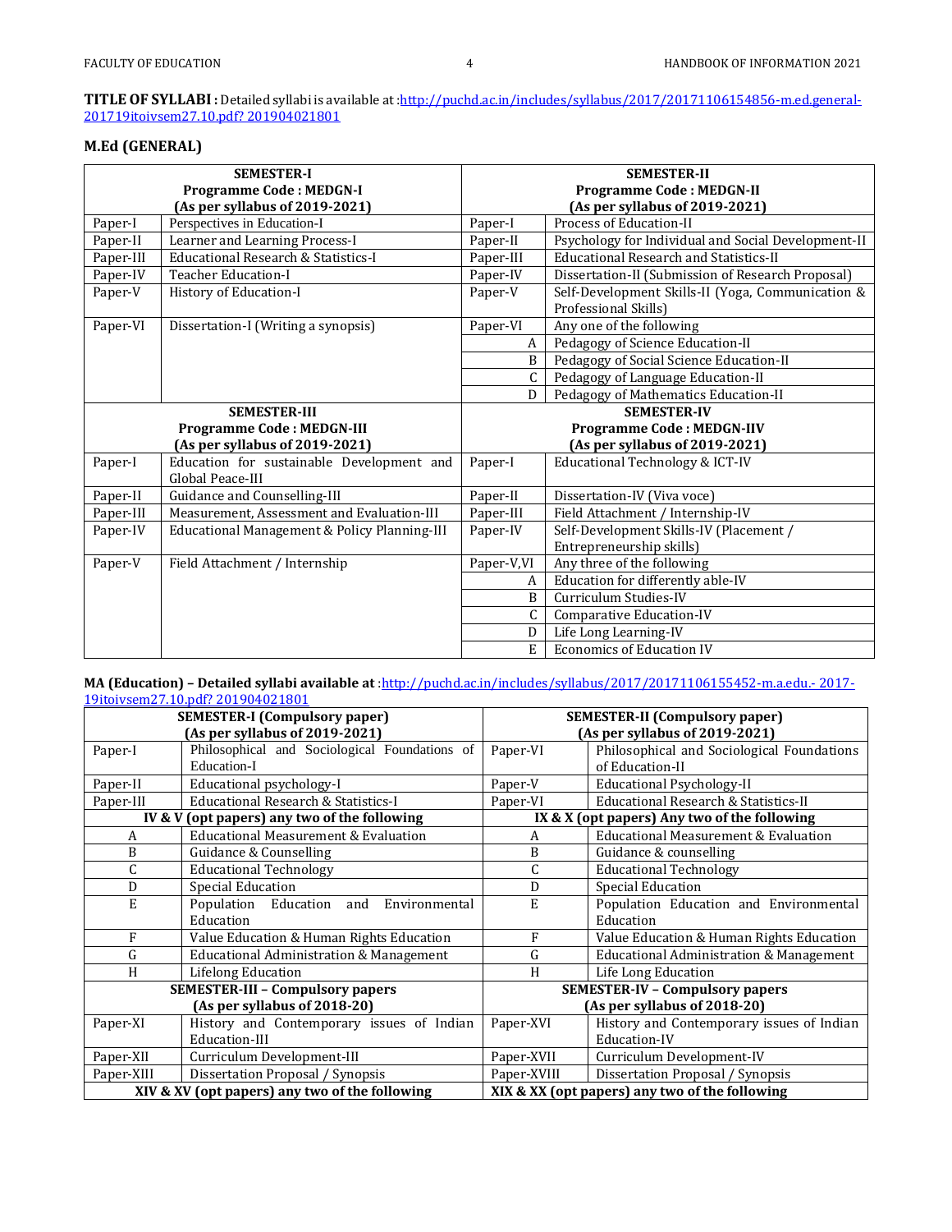**TITLE OF SYLLABI :** Detailed syllabi is available at :http://puchd.ac.in/includes/syllabus/2017/20171106154856-m.ed.general-201719itoivsem27.10.pdf? 201904021801

## M.Ed (GENERAL)

| SEMESTER-I Programme Code : MEDGN-I (As per syllabus of 2019-2021) | | SEMESTER-II Programme Code : MEDGN-II (As per syllabus of 2019-2021) | |
|---|---|---|---|
| Paper-I | Perspectives in Education-I | Paper-I | Process of Education-II |
| Paper-II | Learner and Learning Process-I | Paper-II | Psychology for Individual and Social Development-II |
| Paper-III | Educational Research & Statistics-I | Paper-III | Educational Research and Statistics-II |
| Paper-IV | Teacher Education-I | Paper-IV | Dissertation-II (Submission of Research Proposal) |
| Paper-V | History of Education-I | Paper-V | Self-Development Skills-II (Yoga, Communication & Professional Skills) |
| Paper-VI | Dissertation-I (Writing a synopsis) | Paper-VI | Any one of the following |
| | | A | Pedagogy of Science Education-II |
| | | B | Pedagogy of Social Science Education-II |
| | | C | Pedagogy of Language Education-II |
| | | D | Pedagogy of Mathematics Education-II |
| **SEMESTER-III Programme Code : MEDGN-III (As per syllabus of 2019-2021)** | | **SEMESTER-IV Programme Code : MEDGN-IIV (As per syllabus of 2019-2021)** | |
| Paper-I | Education for sustainable Development and Global Peace-III | Paper-I | Educational Technology & ICT-IV |
| Paper-II | Guidance and Counselling-III | Paper-II | Dissertation-IV (Viva voce) |
| Paper-III | Measurement, Assessment and Evaluation-III | Paper-III | Field Attachment / Internship-IV |
| Paper-IV | Educational Management & Policy Planning-III | Paper-IV | Self-Development Skills-IV (Placement / Entrepreneurship skills) |
| Paper-V | Field Attachment / Internship | Paper-V,VI | Any three of the following |
| | | A | Education for differently able-IV |
| | | B | Curriculum Studies-IV |
| | | C | Comparative Education-IV |
| | | D | Life Long Learning-IV |
| | | E | Economics of Education IV |

**MA (Education) – Detailed syllabi available at** :http://puchd.ac.in/includes/syllabus/2017/20171106155452-m.a.edu.- 2017-19itoivsem27.10.pdf? 201904021801

| SEMESTER-I (Compulsory paper) (As per syllabus of 2019-2021) | | SEMESTER-II (Compulsory paper) (As per syllabus of 2019-2021) | |
|---|---|---|---|
| Paper-I | Philosophical and Sociological Foundations of Education-I | Paper-VI | Philosophical and Sociological Foundations of Education-II |
| Paper-II | Educational psychology-I | Paper-V | Educational Psychology-II |
| Paper-III | Educational Research & Statistics-I | Paper-VI | Educational Research & Statistics-II |
| **IV & V (opt papers) any two of the following** | | **IX & X (opt papers) Any two of the following** | |
| A | Educational Measurement & Evaluation | A | Educational Measurement & Evaluation |
| B | Guidance & Counselling | B | Guidance & counselling |
| C | Educational Technology | C | Educational Technology |
| D | Special Education | D | Special Education |
| E | Population Education and Environmental Education | E | Population Education and Environmental Education |
| F | Value Education & Human Rights Education | F | Value Education & Human Rights Education |
| G | Educational Administration & Management | G | Educational Administration & Management |
| H | Lifelong Education | H | Life Long Education |
| **SEMESTER-III – Compulsory papers (As per syllabus of 2018-20)** | | **SEMESTER-IV – Compulsory papers (As per syllabus of 2018-20)** | |
| Paper-XI | History and Contemporary issues of Indian Education-III | Paper-XVI | History and Contemporary issues of Indian Education-IV |
| Paper-XII | Curriculum Development-III | Paper-XVII | Curriculum Development-IV |
| Paper-XIII | Dissertation Proposal / Synopsis | Paper-XVIII | Dissertation Proposal / Synopsis |
| **XIV & XV (opt papers) any two of the following** | | **XIX & XX (opt papers) any two of the following** | |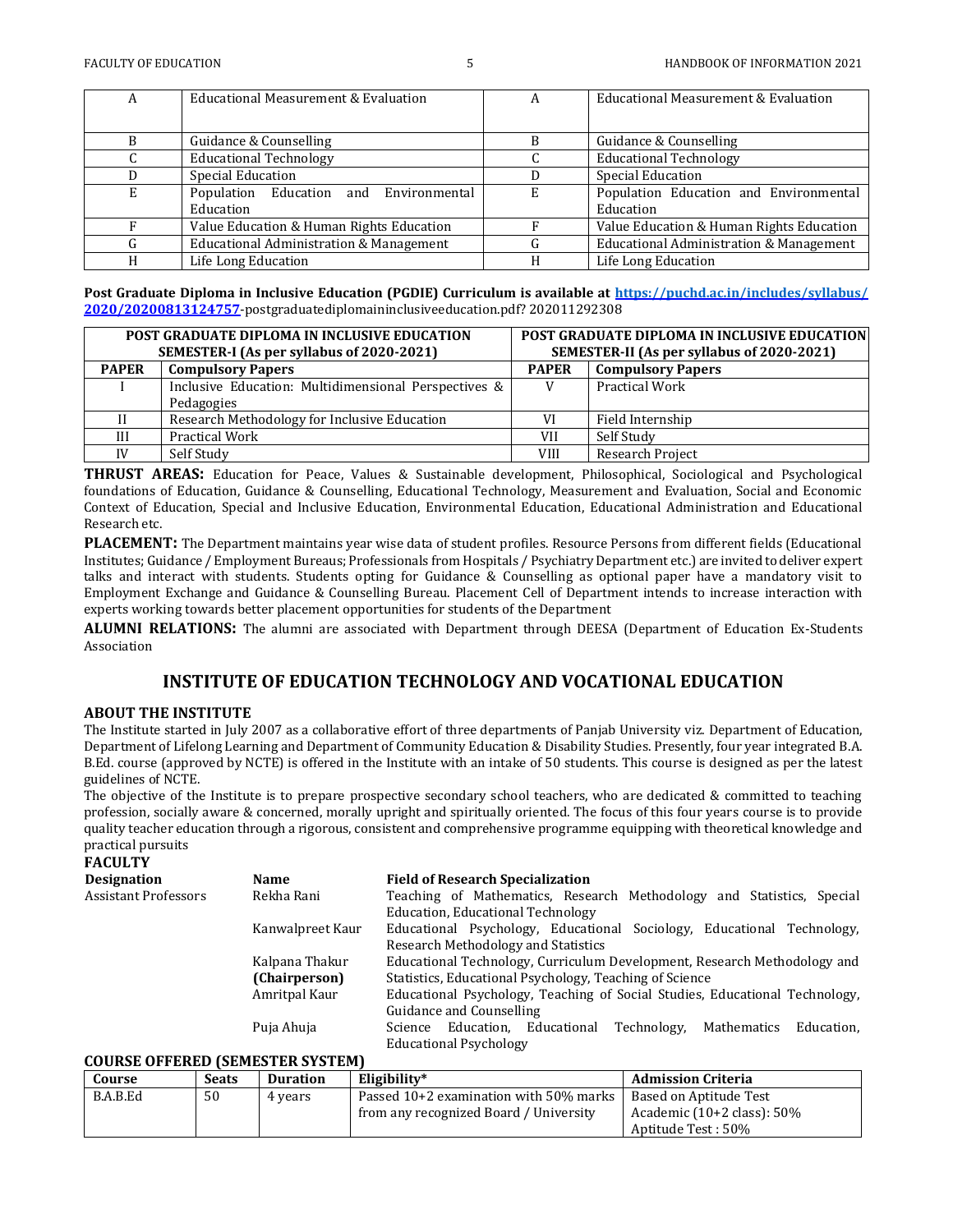| A | Educational Measurement & Evaluation | A | Educational Measurement & Evaluation |
|---|---|---|---|
| B | Guidance & Counselling | B | Guidance & Counselling |
| C | Educational Technology | C | Educational Technology |
| D | Special Education | D | Special Education |
| E | Population Education and Environmental Education | E | Population Education and Environmental Education |
| F | Value Education & Human Rights Education | F | Value Education & Human Rights Education |
| G | Educational Administration & Management | G | Educational Administration & Management |
| H | Life Long Education | H | Life Long Education |

**Post Graduate Diploma in Inclusive Education (PGDIE) Curriculum is available at [https://puchd.ac.in/includes/syllabus/2020/20200813124757](https://puchd.ac.in/includes/syllabus/2020/20200813124757)**-postgraduatediplomaininclusiveeducation.pdf? 202011292308

| POST GRADUATE DIPLOMA IN INCLUSIVE EDUCATION SEMESTER-I (As per syllabus of 2020-2021) | | POST GRADUATE DIPLOMA IN INCLUSIVE EDUCATION SEMESTER-II (As per syllabus of 2020-2021) | |
|---|---|---|---|
| **PAPER** | **Compulsory Papers** | **PAPER** | **Compulsory Papers** |
| I | Inclusive Education: Multidimensional Perspectives & Pedagogies | V | Practical Work |
| II | Research Methodology for Inclusive Education | VI | Field Internship |
| III | Practical Work | VII | Self Study |
| IV | Self Study | VIII | Research Project |

**THRUST AREAS:** Education for Peace, Values & Sustainable development, Philosophical, Sociological and Psychological foundations of Education, Guidance & Counselling, Educational Technology, Measurement and Evaluation, Social and Economic Context of Education, Special and Inclusive Education, Environmental Education, Educational Administration and Educational Research etc.

**PLACEMENT:** The Department maintains year wise data of student profiles. Resource Persons from different fields (Educational Institutes; Guidance / Employment Bureaus; Professionals from Hospitals / Psychiatry Department etc.) are invited to deliver expert talks and interact with students. Students opting for Guidance & Counselling as optional paper have a mandatory visit to Employment Exchange and Guidance & Counselling Bureau. Placement Cell of Department intends to increase interaction with experts working towards better placement opportunities for students of the Department

**ALUMNI RELATIONS:** The alumni are associated with Department through DEESA (Department of Education Ex-Students Association

## INSTITUTE OF EDUCATION TECHNOLOGY AND VOCATIONAL EDUCATION

### ABOUT THE INSTITUTE

The Institute started in July 2007 as a collaborative effort of three departments of Panjab University viz. Department of Education, Department of Lifelong Learning and Department of Community Education & Disability Studies. Presently, four year integrated B.A. B.Ed. course (approved by NCTE) is offered in the Institute with an intake of 50 students. This course is designed as per the latest guidelines of NCTE.

The objective of the Institute is to prepare prospective secondary school teachers, who are dedicated & committed to teaching profession, socially aware & concerned, morally upright and spiritually oriented. The focus of this four years course is to provide quality teacher education through a rigorous, consistent and comprehensive programme equipping with theoretical knowledge and practical pursuits

### FACULTY

| Designation | Name | Field of Research Specialization |
|---|---|---|
| Assistant Professors | Rekha Rani | Teaching of Mathematics, Research Methodology and Statistics, Special Education, Educational Technology |
| | Kanwalpreet Kaur | Educational Psychology, Educational Sociology, Educational Technology, Research Methodology and Statistics |
| | Kalpana Thakur **(Chairperson)** | Educational Technology, Curriculum Development, Research Methodology and Statistics, Educational Psychology, Teaching of Science |
| | Amritpal Kaur | Educational Psychology, Teaching of Social Studies, Educational Technology, Guidance and Counselling |
| | Puja Ahuja | Science Education, Educational Technology, Mathematics Education, Educational Psychology |

### COURSE OFFERED (SEMESTER SYSTEM)

| Course | Seats | Duration | Eligibility* | Admission Criteria |
|---|---|---|---|---|
| B.A.B.Ed | 50 | 4 years | Passed 10+2 examination with 50% marks from any recognized Board / University | Based on Aptitude Test<br>Academic (10+2 class): 50%<br>Aptitude Test : 50% |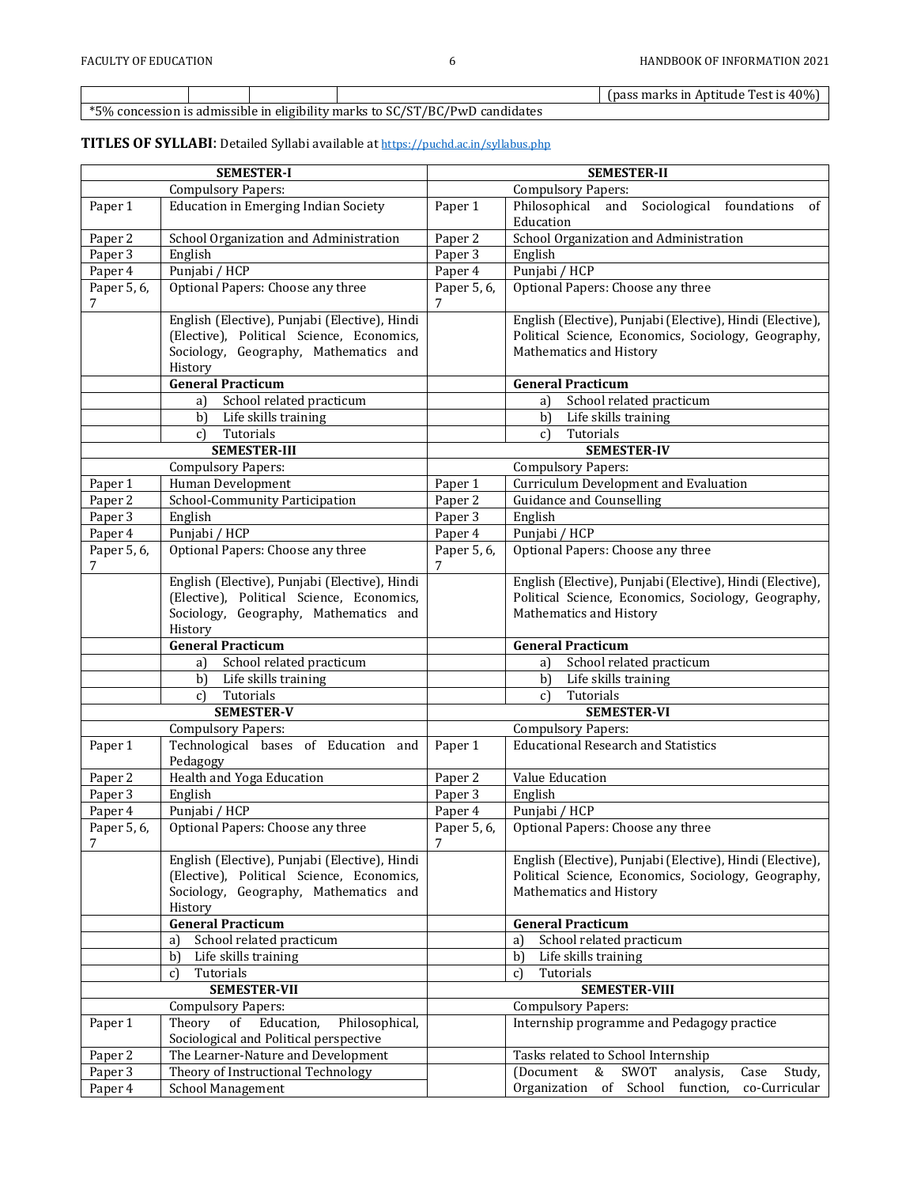| | | | | (pass marks in Aptitude Test is 40%) |
|---|---|---|---|---|

*5% concession is admissible in eligibility marks to SC/ST/BC/PwD candidates

**TITLES OF SYLLABI**: Detailed Syllabi available at https://puchd.ac.in/syllabus.php

| **SEMESTER-I** | | **SEMESTER-II** | |
|---|---|---|---|
| | Compulsory Papers: | | Compulsory Papers: |
| Paper 1 | Education in Emerging Indian Society | Paper 1 | Philosophical and Sociological foundations of Education |
| Paper 2 | School Organization and Administration | Paper 2 | School Organization and Administration |
| Paper 3 | English | Paper 3 | English |
| Paper 4 | Punjabi / HCP | Paper 4 | Punjabi / HCP |
| Paper 5, 6, 7 | Optional Papers: Choose any three | Paper 5, 6, 7 | Optional Papers: Choose any three |
| | English (Elective), Punjabi (Elective), Hindi (Elective), Political Science, Economics, Sociology, Geography, Mathematics and History | | English (Elective), Punjabi (Elective), Hindi (Elective), Political Science, Economics, Sociology, Geography, Mathematics and History |
| | **General Practicum** | | **General Practicum** |
| | a) School related practicum | | a) School related practicum |
| | b) Life skills training | | b) Life skills training |
| | c) Tutorials | | c) Tutorials |
| **SEMESTER-III** | | **SEMESTER-IV** | |
| | Compulsory Papers: | | Compulsory Papers: |
| Paper 1 | Human Development | Paper 1 | Curriculum Development and Evaluation |
| Paper 2 | School-Community Participation | Paper 2 | Guidance and Counselling |
| Paper 3 | English | Paper 3 | English |
| Paper 4 | Punjabi / HCP | Paper 4 | Punjabi / HCP |
| Paper 5, 6, 7 | Optional Papers: Choose any three | Paper 5, 6, 7 | Optional Papers: Choose any three |
| | English (Elective), Punjabi (Elective), Hindi (Elective), Political Science, Economics, Sociology, Geography, Mathematics and History | | English (Elective), Punjabi (Elective), Hindi (Elective), Political Science, Economics, Sociology, Geography, Mathematics and History |
| | **General Practicum** | | **General Practicum** |
| | a) School related practicum | | a) School related practicum |
| | b) Life skills training | | b) Life skills training |
| | c) Tutorials | | c) Tutorials |
| **SEMESTER-V** | | **SEMESTER-VI** | |
| | Compulsory Papers: | | Compulsory Papers: |
| Paper 1 | Technological bases of Education and Pedagogy | Paper 1 | Educational Research and Statistics |
| Paper 2 | Health and Yoga Education | Paper 2 | Value Education |
| Paper 3 | English | Paper 3 | English |
| Paper 4 | Punjabi / HCP | Paper 4 | Punjabi / HCP |
| Paper 5, 6, 7 | Optional Papers: Choose any three | Paper 5, 6, 7 | Optional Papers: Choose any three |
| | English (Elective), Punjabi (Elective), Hindi (Elective), Political Science, Economics, Sociology, Geography, Mathematics and History | | English (Elective), Punjabi (Elective), Hindi (Elective), Political Science, Economics, Sociology, Geography, Mathematics and History |
| | **General Practicum** | | **General Practicum** |
| | a) School related practicum | | a) School related practicum |
| | b) Life skills training | | b) Life skills training |
| | c) Tutorials | | c) Tutorials |
| **SEMESTER-VII** | | **SEMESTER-VIII** | |
| | Compulsory Papers: | | Compulsory Papers: |
| Paper 1 | Theory of Education, Philosophical, Sociological and Political perspective | | Internship programme and Pedagogy practice |
| Paper 2 | The Learner-Nature and Development | | Tasks related to School Internship |
| Paper 3 | Theory of Instructional Technology | | (Document & SWOT analysis, Case Study, Organization of School function, co-Curricular |
| Paper 4 | School Management | | |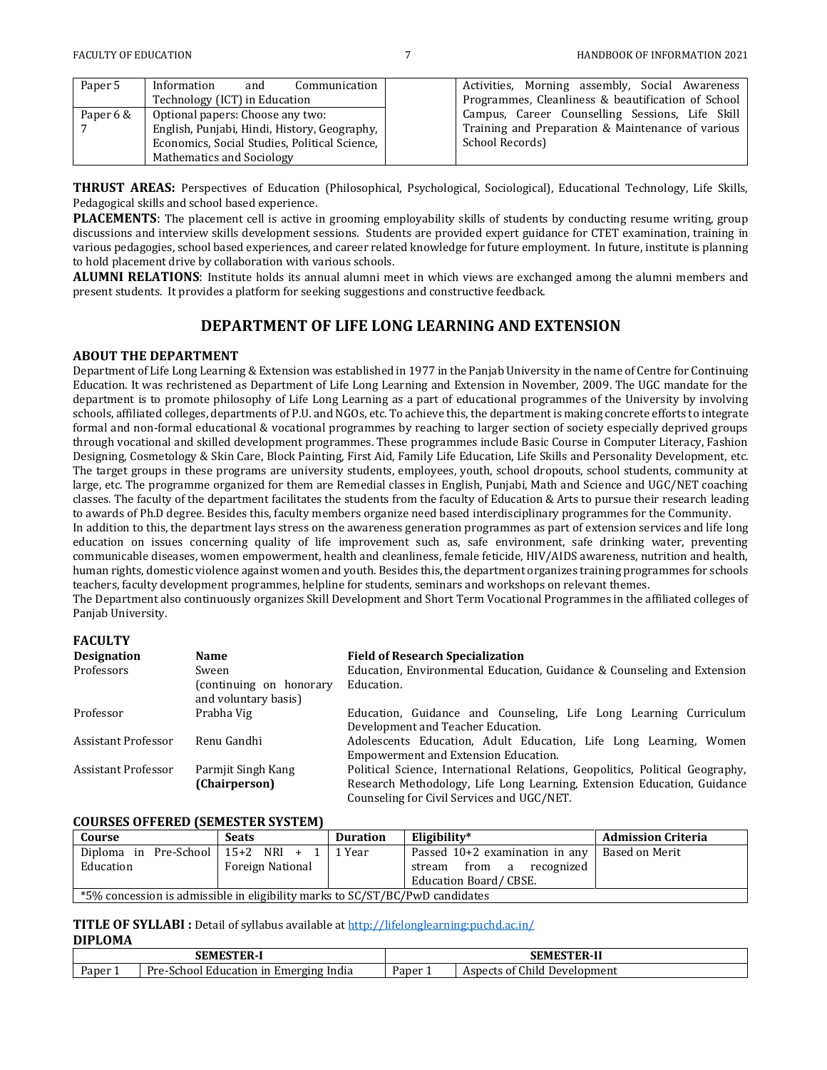| | | | |
|---|---|---|---|
| Paper 5 | Information and Communication Technology (ICT) in Education | | Activities, Morning assembly, Social Awareness Programmes, Cleanliness & beautification of School Campus, Career Counselling Sessions, Life Skill Training and Preparation & Maintenance of various School Records) |
| Paper 6 & 7 | Optional papers: Choose any two: English, Punjabi, Hindi, History, Geography, Economics, Social Studies, Political Science, Mathematics and Sociology | | |

**THRUST AREAS:** Perspectives of Education (Philosophical, Psychological, Sociological), Educational Technology, Life Skills, Pedagogical skills and school based experience.

**PLACEMENTS**: The placement cell is active in grooming employability skills of students by conducting resume writing, group discussions and interview skills development sessions. Students are provided expert guidance for CTET examination, training in various pedagogies, school based experiences, and career related knowledge for future employment. In future, institute is planning to hold placement drive by collaboration with various schools.

**ALUMNI RELATIONS**: Institute holds its annual alumni meet in which views are exchanged among the alumni members and present students. It provides a platform for seeking suggestions and constructive feedback.

## DEPARTMENT OF LIFE LONG LEARNING AND EXTENSION

### ABOUT THE DEPARTMENT

Department of Life Long Learning & Extension was established in 1977 in the Panjab University in the name of Centre for Continuing Education. It was rechristened as Department of Life Long Learning and Extension in November, 2009. The UGC mandate for the department is to promote philosophy of Life Long Learning as a part of educational programmes of the University by involving schools, affiliated colleges, departments of P.U. and NGOs, etc. To achieve this, the department is making concrete efforts to integrate formal and non-formal educational & vocational programmes by reaching to larger section of society especially deprived groups through vocational and skilled development programmes. These programmes include Basic Course in Computer Literacy, Fashion Designing, Cosmetology & Skin Care, Block Painting, First Aid, Family Life Education, Life Skills and Personality Development, etc. The target groups in these programs are university students, employees, youth, school dropouts, school students, community at large, etc. The programme organized for them are Remedial classes in English, Punjabi, Math and Science and UGC/NET coaching classes. The faculty of the department facilitates the students from the faculty of Education & Arts to pursue their research leading to awards of Ph.D degree. Besides this, faculty members organize need based interdisciplinary programmes for the Community.

In addition to this, the department lays stress on the awareness generation programmes as part of extension services and life long education on issues concerning quality of life improvement such as, safe environment, safe drinking water, preventing communicable diseases, women empowerment, health and cleanliness, female feticide, HIV/AIDS awareness, nutrition and health, human rights, domestic violence against women and youth. Besides this, the department organizes training programmes for schools teachers, faculty development programmes, helpline for students, seminars and workshops on relevant themes.

The Department also continuously organizes Skill Development and Short Term Vocational Programmes in the affiliated colleges of Panjab University.

### FACULTY

| Designation | Name | Field of Research Specialization |
|---|---|---|
| Professors | Sween (continuing on honorary and voluntary basis) | Education, Environmental Education, Guidance & Counseling and Extension Education. |
| Professor | Prabha Vig | Education, Guidance and Counseling, Life Long Learning Curriculum Development and Teacher Education. |
| Assistant Professor | Renu Gandhi | Adolescents Education, Adult Education, Life Long Learning, Women Empowerment and Extension Education. |
| Assistant Professor | Parmjit Singh Kang **(Chairperson)** | Political Science, International Relations, Geopolitics, Political Geography, Research Methodology, Life Long Learning, Extension Education, Guidance Counseling for Civil Services and UGC/NET. |

### COURSES OFFERED (SEMESTER SYSTEM)

| Course | Seats | Duration | Eligibility* | Admission Criteria |
|---|---|---|---|---|
| Diploma in Pre-School Education | 15+2 NRI + 1 Foreign National | 1 Year | Passed 10+2 examination in any stream from a recognized Education Board/ CBSE. | Based on Merit |

*5% concession is admissible in eligibility marks to SC/ST/BC/PwD candidates

**TITLE OF SYLLABI :** Detail of syllabus available at http://lifelonglearning.puchd.ac.in/

**DIPLOMA**

| SEMESTER-I | | SEMESTER-II | |
|---|---|---|---|
| Paper 1 | Pre-School Education in Emerging India | Paper 1 | Aspects of Child Development |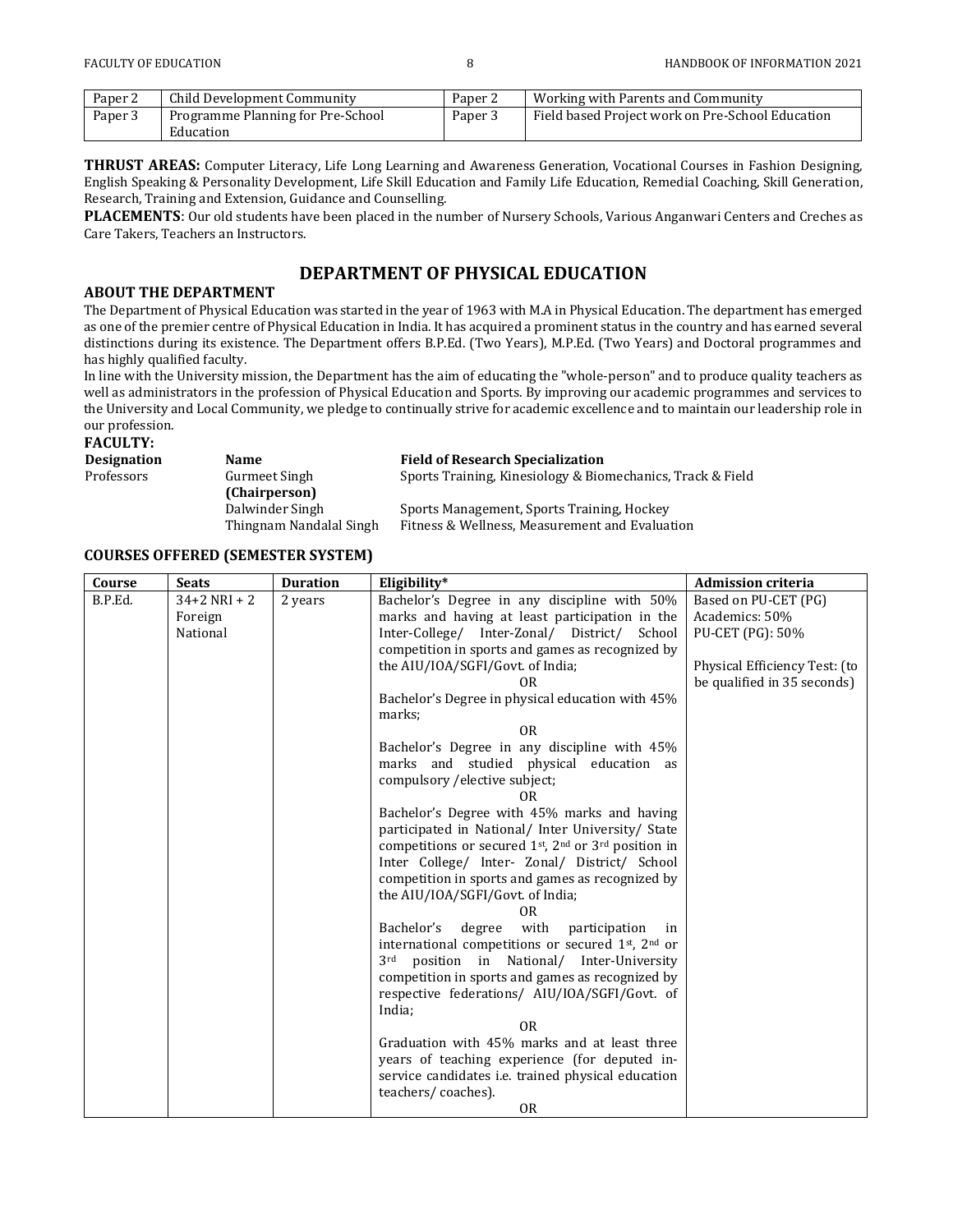| Paper 2 | Child Development Community | Paper 2 | Working with Parents and Community |
|---|---|---|---|
| Paper 3 | Programme Planning for Pre-School Education | Paper 3 | Field based Project work on Pre-School Education |

**THRUST AREAS:** Computer Literacy, Life Long Learning and Awareness Generation, Vocational Courses in Fashion Designing, English Speaking & Personality Development, Life Skill Education and Family Life Education, Remedial Coaching, Skill Generation, Research, Training and Extension, Guidance and Counselling.

**PLACEMENTS**: Our old students have been placed in the number of Nursery Schools, Various Anganwari Centers and Creches as Care Takers, Teachers an Instructors.

## DEPARTMENT OF PHYSICAL EDUCATION

### ABOUT THE DEPARTMENT

The Department of Physical Education was started in the year of 1963 with M.A in Physical Education. The department has emerged as one of the premier centre of Physical Education in India. It has acquired a prominent status in the country and has earned several distinctions during its existence. The Department offers B.P.Ed. (Two Years), M.P.Ed. (Two Years) and Doctoral programmes and has highly qualified faculty.

In line with the University mission, the Department has the aim of educating the "whole-person" and to produce quality teachers as well as administrators in the profession of Physical Education and Sports. By improving our academic programmes and services to the University and Local Community, we pledge to continually strive for academic excellence and to maintain our leadership role in our profession.

### FACULTY:

| Designation | Name | Field of Research Specialization |
|---|---|---|
| Professors | Gurmeet Singh **(Chairperson)** | Sports Training, Kinesiology & Biomechanics, Track & Field |
| | Dalwinder Singh | Sports Management, Sports Training, Hockey |
| | Thingnam Nandalal Singh | Fitness & Wellness, Measurement and Evaluation |

### COURSES OFFERED (SEMESTER SYSTEM)

| Course | Seats | Duration | Eligibility* | Admission criteria |
|---|---|---|---|---|
| B.P.Ed. | 34+2 NRI + 2 Foreign National | 2 years | Bachelor's Degree in any discipline with 50% marks and having at least participation in the Inter-College/ Inter-Zonal/ District/ School competition in sports and games as recognized by the AIU/IOA/SGFI/Govt. of India;<br>OR<br>Bachelor's Degree in physical education with 45% marks;<br>OR<br>Bachelor's Degree in any discipline with 45% marks and studied physical education as compulsory /elective subject;<br>OR<br>Bachelor's Degree with 45% marks and having participated in National/ Inter University/ State competitions or secured 1st, 2nd or 3rd position in Inter College/ Inter- Zonal/ District/ School competition in sports and games as recognized by the AIU/IOA/SGFI/Govt. of India;<br>OR<br>Bachelor's degree with participation in international competitions or secured 1st, 2nd or 3rd position in National/ Inter-University competition in sports and games as recognized by respective federations/ AIU/IOA/SGFI/Govt. of India;<br>OR<br>Graduation with 45% marks and at least three years of teaching experience (for deputed in-service candidates i.e. trained physical education teachers/ coaches).<br>OR | Based on PU-CET (PG)<br>Academics: 50%<br>PU-CET (PG): 50%<br><br>Physical Efficiency Test: (to be qualified in 35 seconds) |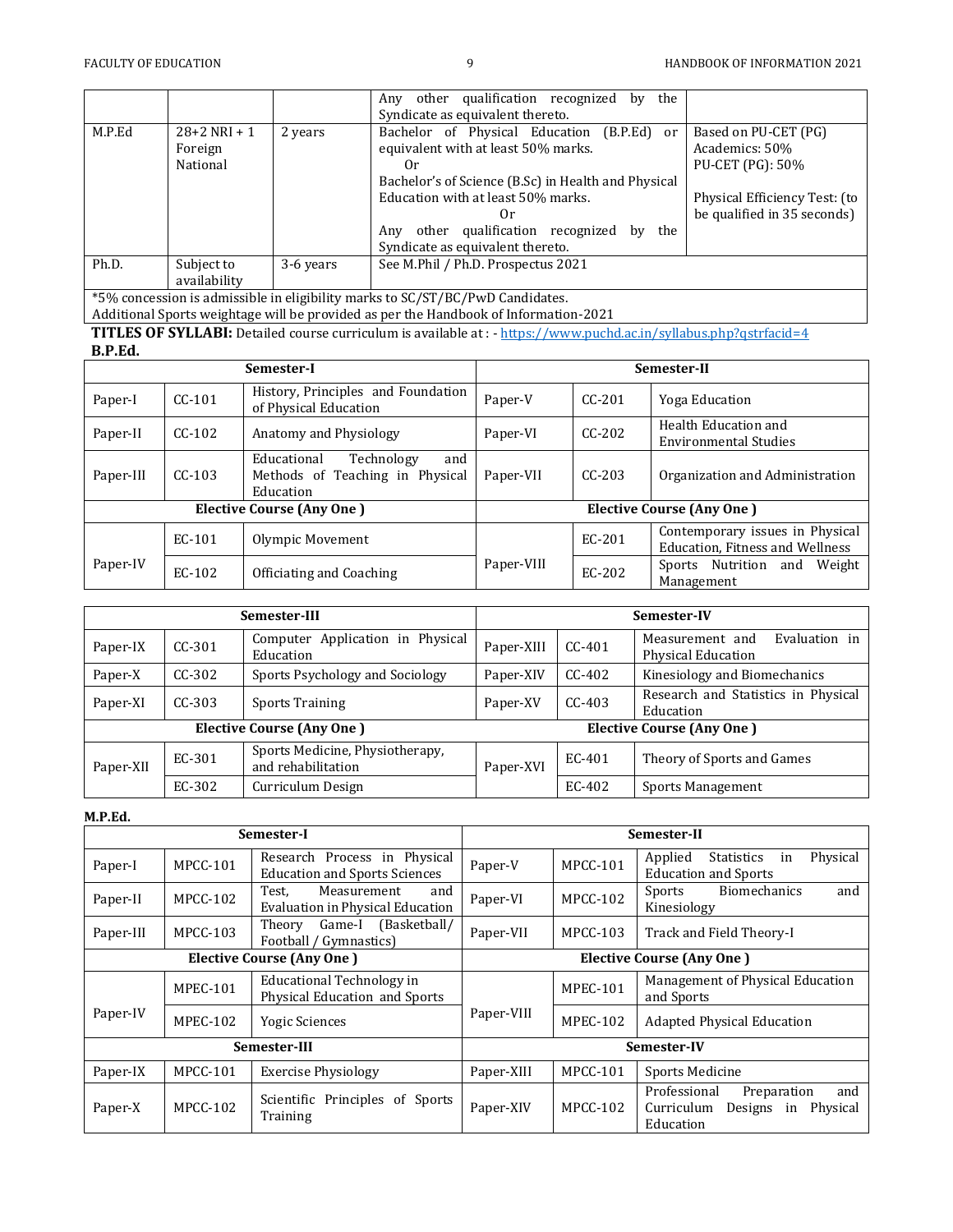| | | | Any other qualification recognized by the Syndicate as equivalent thereto. | |
|---|---|---|---|---|
| M.P.Ed | 28+2 NRI + 1 Foreign National | 2 years | Bachelor of Physical Education (B.P.Ed) or equivalent with at least 50% marks.<br>Or<br>Bachelor's of Science (B.Sc) in Health and Physical Education with at least 50% marks.<br>Or<br>Any other qualification recognized by the Syndicate as equivalent thereto. | Based on PU-CET (PG)<br>Academics: 50%<br>PU-CET (PG): 50%<br><br>Physical Efficiency Test: (to be qualified in 35 seconds) |
| Ph.D. | Subject to availability | 3-6 years | See M.Phil / Ph.D. Prospectus 2021 | |

*5% concession is admissible in eligibility marks to SC/ST/BC/PwD Candidates.
Additional Sports weightage will be provided as per the Handbook of Information-2021

**TITLES OF SYLLABI:** Detailed course curriculum is available at : - https://www.puchd.ac.in/syllabus.php?qstrfacid=4

**B.P.Ed.**

| Semester-I | | | Semester-II | | |
|---|---|---|---|---|---|
| Paper-I | CC-101 | History, Principles and Foundation of Physical Education | Paper-V | CC-201 | Yoga Education |
| Paper-II | CC-102 | Anatomy and Physiology | Paper-VI | CC-202 | Health Education and Environmental Studies |
| Paper-III | CC-103 | Educational Technology and Methods of Teaching in Physical Education | Paper-VII | CC-203 | Organization and Administration |
| **Elective Course (Any One )** | | | **Elective Course (Any One )** | | |
| Paper-IV | EC-101 | Olympic Movement | Paper-VIII | EC-201 | Contemporary issues in Physical Education, Fitness and Wellness |
| | EC-102 | Officiating and Coaching | | EC-202 | Sports Nutrition and Weight Management |

| Semester-III | | | Semester-IV | | |
|---|---|---|---|---|---|
| Paper-IX | CC-301 | Computer Application in Physical Education | Paper-XIII | CC-401 | Measurement and Evaluation in Physical Education |
| Paper-X | CC-302 | Sports Psychology and Sociology | Paper-XIV | CC-402 | Kinesiology and Biomechanics |
| Paper-XI | CC-303 | Sports Training | Paper-XV | CC-403 | Research and Statistics in Physical Education |
| **Elective Course (Any One )** | | | **Elective Course (Any One )** | | |
| Paper-XII | EC-301 | Sports Medicine, Physiotherapy, and rehabilitation | Paper-XVI | EC-401 | Theory of Sports and Games |
| | EC-302 | Curriculum Design | | EC-402 | Sports Management |

**M.P.Ed.**

| Semester-I | | | Semester-II | | |
|---|---|---|---|---|---|
| Paper-I | MPCC-101 | Research Process in Physical Education and Sports Sciences | Paper-V | MPCC-101 | Applied Statistics in Physical Education and Sports |
| Paper-II | MPCC-102 | Test, Measurement and Evaluation in Physical Education | Paper-VI | MPCC-102 | Sports Biomechanics and Kinesiology |
| Paper-III | MPCC-103 | Theory Game-I (Basketball/ Football / Gymnastics) | Paper-VII | MPCC-103 | Track and Field Theory-I |
| **Elective Course (Any One )** | | | **Elective Course (Any One )** | | |
| Paper-IV | MPEC-101 | Educational Technology in Physical Education and Sports | Paper-VIII | MPEC-101 | Management of Physical Education and Sports |
| | MPEC-102 | Yogic Sciences | | MPEC-102 | Adapted Physical Education |
| **Semester-III** | | | **Semester-IV** | | |
| Paper-IX | MPCC-101 | Exercise Physiology | Paper-XIII | MPCC-101 | Sports Medicine |
| Paper-X | MPCC-102 | Scientific Principles of Sports Training | Paper-XIV | MPCC-102 | Professional Preparation and Curriculum Designs in Physical Education |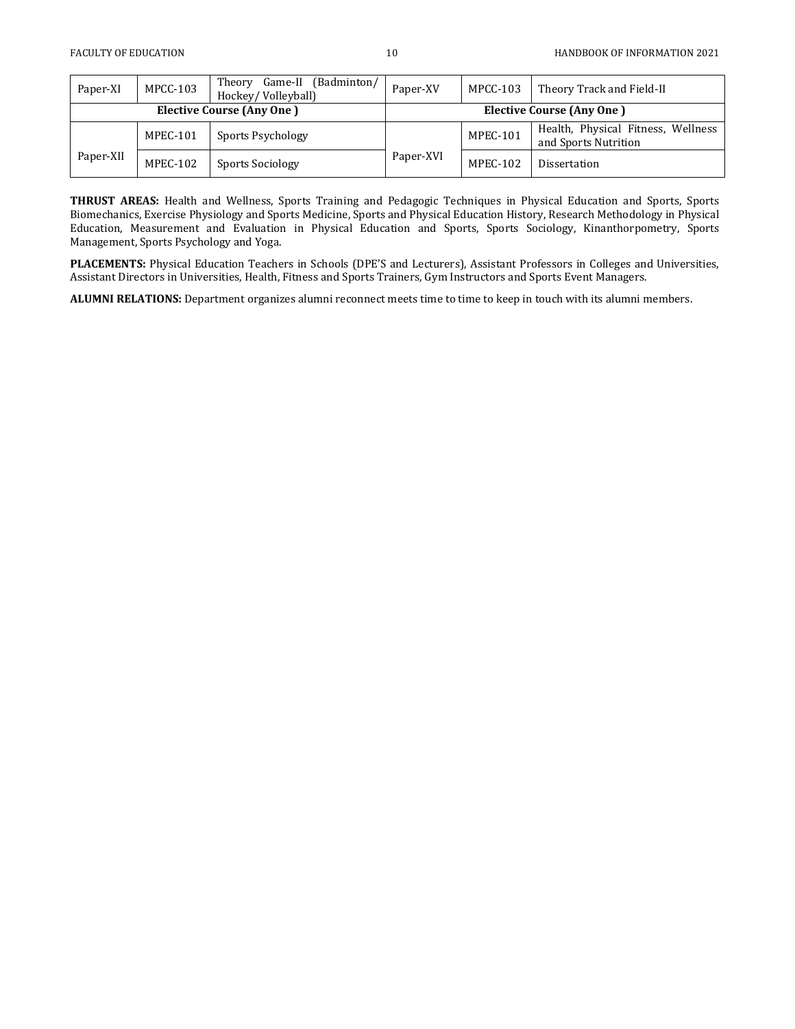| | | | | | |
|---|---|---|---|---|---|
| Paper-XI | MPCC-103 | Theory Game-II (Badminton/ Hockey/ Volleyball) | Paper-XV | MPCC-103 | Theory Track and Field-II |
| **Elective Course (Any One )** | | | **Elective Course (Any One )** | | |
| Paper-XII | MPEC-101 | Sports Psychology | Paper-XVI | MPEC-101 | Health, Physical Fitness, Wellness and Sports Nutrition |
| | MPEC-102 | Sports Sociology | | MPEC-102 | Dissertation |

**THRUST AREAS:** Health and Wellness, Sports Training and Pedagogic Techniques in Physical Education and Sports, Sports Biomechanics, Exercise Physiology and Sports Medicine, Sports and Physical Education History, Research Methodology in Physical Education, Measurement and Evaluation in Physical Education and Sports, Sports Sociology, Kinanthorpometry, Sports Management, Sports Psychology and Yoga.

**PLACEMENTS:** Physical Education Teachers in Schools (DPE'S and Lecturers), Assistant Professors in Colleges and Universities, Assistant Directors in Universities, Health, Fitness and Sports Trainers, Gym Instructors and Sports Event Managers.

**ALUMNI RELATIONS:** Department organizes alumni reconnect meets time to time to keep in touch with its alumni members.